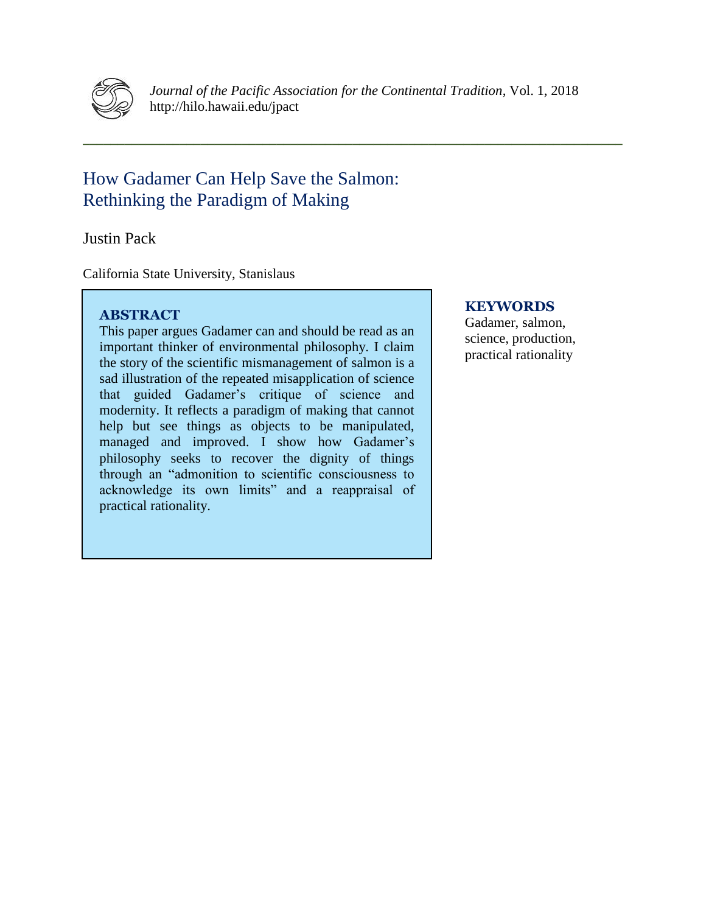# How Gadamer Can Help Save the Salmon: Rethinking the Paradigm of Making

Justin Pack

California State University, Stanislaus

## ABSTRACT

This paper argues Gadamer can and should be read as an important thinker of environmental philosophy. I claim the story of the scientific mismanagement of salmon is a sad illustration of the repeated misapplication of science that guided Gadamer's critique of science and modernity. It reflects a paradigm of making that cannot help but see things as objects to be manipulated, managed and improved. I show how Gadamer's philosophy seeks to recover the dignity of things through an "admonition to scientific consciousness to acknowledge its own limits" and a reappraisal of practical rationality.

## KEYWORDS

Gadamer, salmon, science, production, practical rationality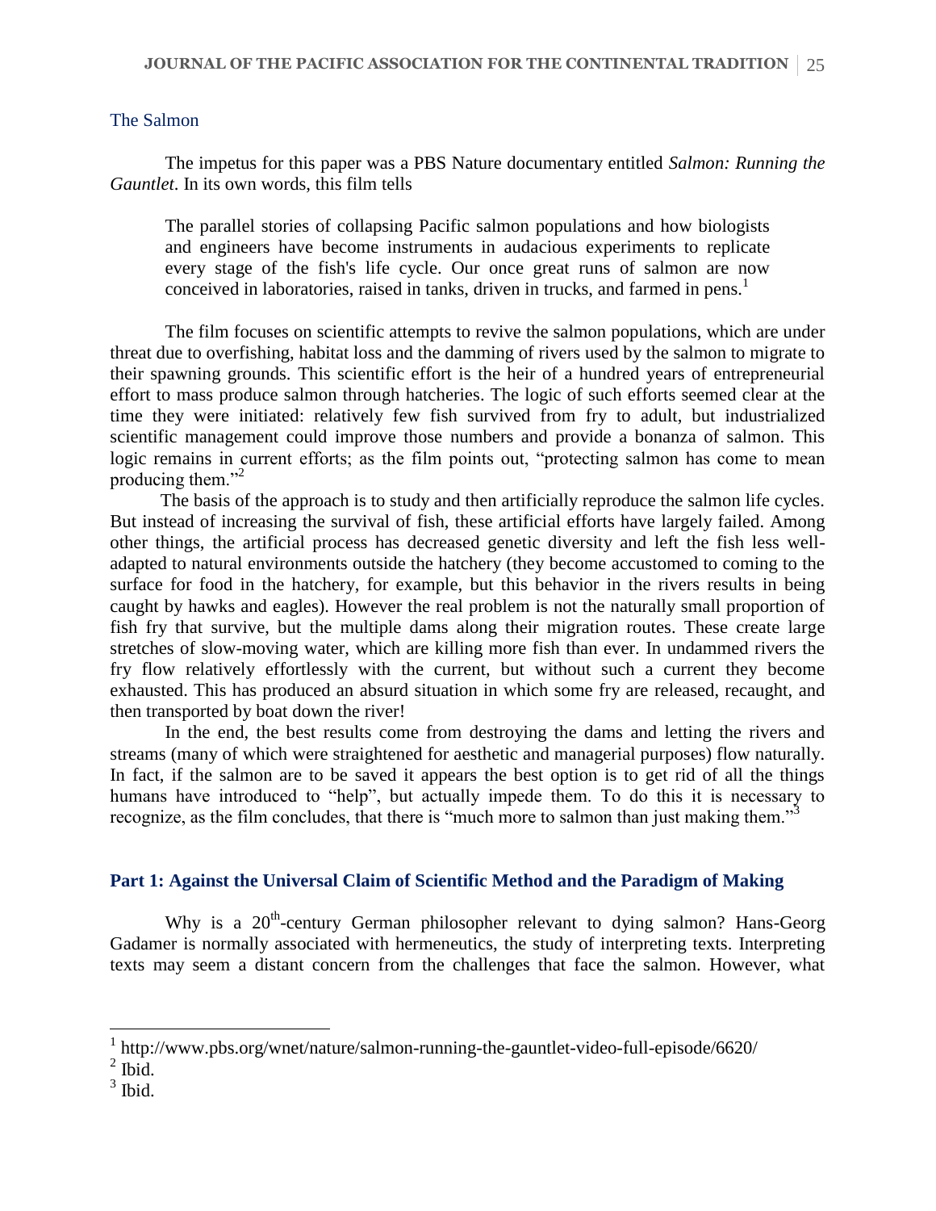## The Salmon

The impetus for this paper was a PBS Nature documentary entitled *Salmon: Running the Gauntlet*. In its own words, this film tells

> The parallel stories of collapsing Pacific salmon populations and how biologists and engineers have become instruments in audacious experiments to replicate every stage of the fish's life cycle. Our once great runs of salmon are now conceived in laboratories, raised in tanks, driven in trucks, and farmed in pens.[1]

The film focuses on scientific attempts to revive the salmon populations, which are under threat due to overfishing, habitat loss and the damming of rivers used by the salmon to migrate to their spawning grounds. This scientific effort is the heir of a hundred years of entrepreneurial effort to mass produce salmon through hatcheries. The logic of such efforts seemed clear at the time they were initiated: relatively few fish survived from fry to adult, but industrialized scientific management could improve those numbers and provide a bonanza of salmon. This logic remains in current efforts; as the film points out, "protecting salmon has come to mean producing them."[2]

The basis of the approach is to study and then artificially reproduce the salmon life cycles. But instead of increasing the survival of fish, these artificial efforts have largely failed. Among other things, the artificial process has decreased genetic diversity and left the fish less well-adapted to natural environments outside the hatchery (they become accustomed to coming to the surface for food in the hatchery, for example, but this behavior in the rivers results in being caught by hawks and eagles). However the real problem is not the naturally small proportion of fish fry that survive, but the multiple dams along their migration routes. These create large stretches of slow-moving water, which are killing more fish than ever. In undammed rivers the fry flow relatively effortlessly with the current, but without such a current they become exhausted. This has produced an absurd situation in which some fry are released, recaught, and then transported by boat down the river!

In the end, the best results come from destroying the dams and letting the rivers and streams (many of which were straightened for aesthetic and managerial purposes) flow naturally. In fact, if the salmon are to be saved it appears the best option is to get rid of all the things humans have introduced to "help", but actually impede them. To do this it is necessary to recognize, as the film concludes, that there is "much more to salmon than just making them."[3]

## Part 1: Against the Universal Claim of Scientific Method and the Paradigm of Making

Why is a 20th-century German philosopher relevant to dying salmon? Hans-Georg Gadamer is normally associated with hermeneutics, the study of interpreting texts. Interpreting texts may seem a distant concern from the challenges that face the salmon. However, what

---

[1] http://www.pbs.org/wnet/nature/salmon-running-the-gauntlet-video-full-episode/6620/

[2] Ibid.

[3] Ibid.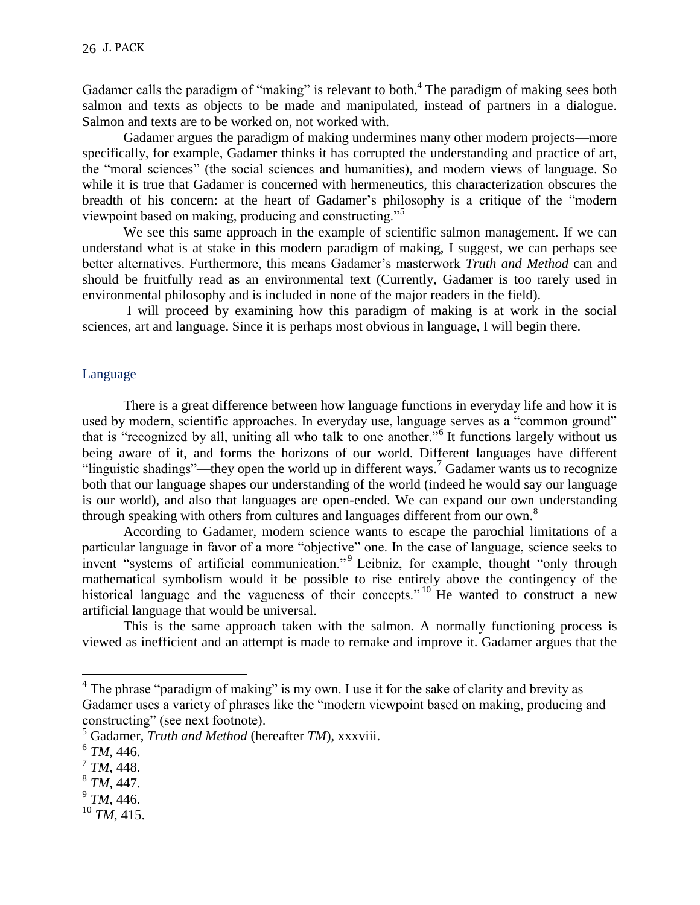Gadamer calls the paradigm of "making" is relevant to both.[4] The paradigm of making sees both salmon and texts as objects to be made and manipulated, instead of partners in a dialogue. Salmon and texts are to be worked on, not worked with.

Gadamer argues the paradigm of making undermines many other modern projects—more specifically, for example, Gadamer thinks it has corrupted the understanding and practice of art, the "moral sciences" (the social sciences and humanities), and modern views of language. So while it is true that Gadamer is concerned with hermeneutics, this characterization obscures the breadth of his concern: at the heart of Gadamer's philosophy is a critique of the "modern viewpoint based on making, producing and constructing."[5]

We see this same approach in the example of scientific salmon management. If we can understand what is at stake in this modern paradigm of making, I suggest, we can perhaps see better alternatives. Furthermore, this means Gadamer's masterwork *Truth and Method* can and should be fruitfully read as an environmental text (Currently, Gadamer is too rarely used in environmental philosophy and is included in none of the major readers in the field).

I will proceed by examining how this paradigm of making is at work in the social sciences, art and language. Since it is perhaps most obvious in language, I will begin there.

## Language

There is a great difference between how language functions in everyday life and how it is used by modern, scientific approaches. In everyday use, language serves as a "common ground" that is "recognized by all, uniting all who talk to one another."[6] It functions largely without us being aware of it, and forms the horizons of our world. Different languages have different "linguistic shadings"—they open the world up in different ways.[7] Gadamer wants us to recognize both that our language shapes our understanding of the world (indeed he would say our language is our world), and also that languages are open-ended. We can expand our own understanding through speaking with others from cultures and languages different from our own.[8]

According to Gadamer, modern science wants to escape the parochial limitations of a particular language in favor of a more "objective" one. In the case of language, science seeks to invent "systems of artificial communication."[9] Leibniz, for example, thought "only through mathematical symbolism would it be possible to rise entirely above the contingency of the historical language and the vagueness of their concepts."[10] He wanted to construct a new artificial language that would be universal.

This is the same approach taken with the salmon. A normally functioning process is viewed as inefficient and an attempt is made to remake and improve it. Gadamer argues that the

---

[4] The phrase "paradigm of making" is my own. I use it for the sake of clarity and brevity as Gadamer uses a variety of phrases like the "modern viewpoint based on making, producing and constructing" (see next footnote).

[5] Gadamer, *Truth and Method* (hereafter *TM*), xxxviii.

[6] *TM*, 446.

[7] *TM*, 448.

[8] *TM*, 447.

[9] *TM*, 446.

[10] *TM*, 415.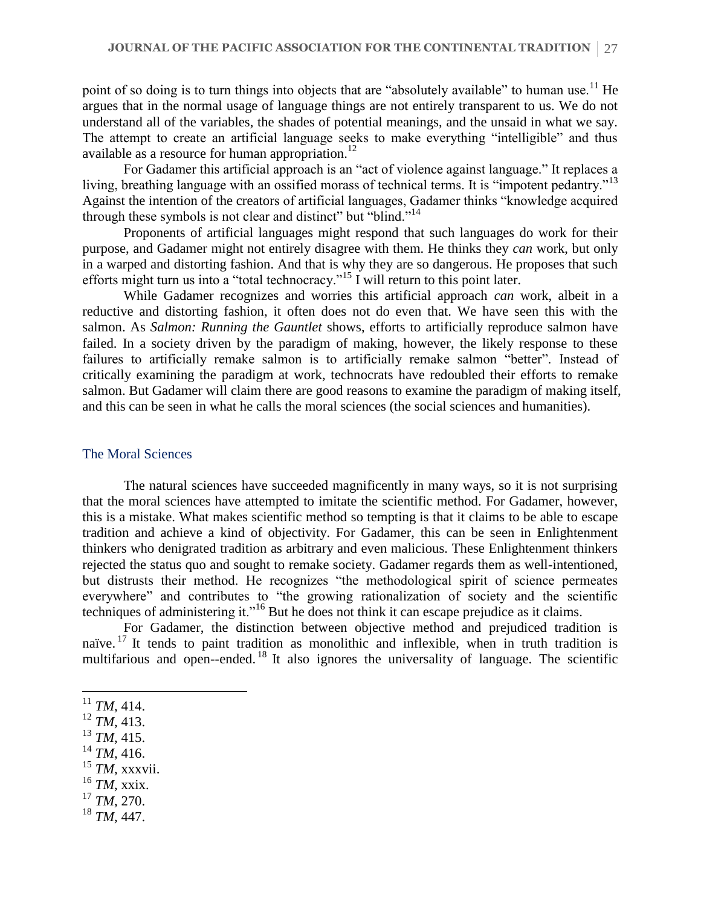point of so doing is to turn things into objects that are "absolutely available" to human use.[11] He argues that in the normal usage of language things are not entirely transparent to us. We do not understand all of the variables, the shades of potential meanings, and the unsaid in what we say. The attempt to create an artificial language seeks to make everything "intelligible" and thus available as a resource for human appropriation.[12]

For Gadamer this artificial approach is an "act of violence against language." It replaces a living, breathing language with an ossified morass of technical terms. It is "impotent pedantry."[13] Against the intention of the creators of artificial languages, Gadamer thinks "knowledge acquired through these symbols is not clear and distinct" but "blind."[14]

Proponents of artificial languages might respond that such languages do work for their purpose, and Gadamer might not entirely disagree with them. He thinks they *can* work, but only in a warped and distorting fashion. And that is why they are so dangerous. He proposes that such efforts might turn us into a "total technocracy."[15] I will return to this point later.

While Gadamer recognizes and worries this artificial approach *can* work, albeit in a reductive and distorting fashion, it often does not do even that. We have seen this with the salmon. As *Salmon: Running the Gauntlet* shows, efforts to artificially reproduce salmon have failed. In a society driven by the paradigm of making, however, the likely response to these failures to artificially remake salmon is to artificially remake salmon "better". Instead of critically examining the paradigm at work, technocrats have redoubled their efforts to remake salmon. But Gadamer will claim there are good reasons to examine the paradigm of making itself, and this can be seen in what he calls the moral sciences (the social sciences and humanities).

## The Moral Sciences

The natural sciences have succeeded magnificently in many ways, so it is not surprising that the moral sciences have attempted to imitate the scientific method. For Gadamer, however, this is a mistake. What makes scientific method so tempting is that it claims to be able to escape tradition and achieve a kind of objectivity. For Gadamer, this can be seen in Enlightenment thinkers who denigrated tradition as arbitrary and even malicious. These Enlightenment thinkers rejected the status quo and sought to remake society. Gadamer regards them as well-intentioned, but distrusts their method. He recognizes "the methodological spirit of science permeates everywhere" and contributes to "the growing rationalization of society and the scientific techniques of administering it."[16] But he does not think it can escape prejudice as it claims.

For Gadamer, the distinction between objective method and prejudiced tradition is naïve.[17] It tends to paint tradition as monolithic and inflexible, when in truth tradition is multifarious and open--ended.[18] It also ignores the universality of language. The scientific

---

[11] *TM*, 414.

[12] *TM*, 413.

[13] *TM*, 415.

[14] *TM*, 416.

[15] *TM*, xxxvii.

[16] *TM*, xxix.

[17] *TM*, 270.

[18] *TM*, 447.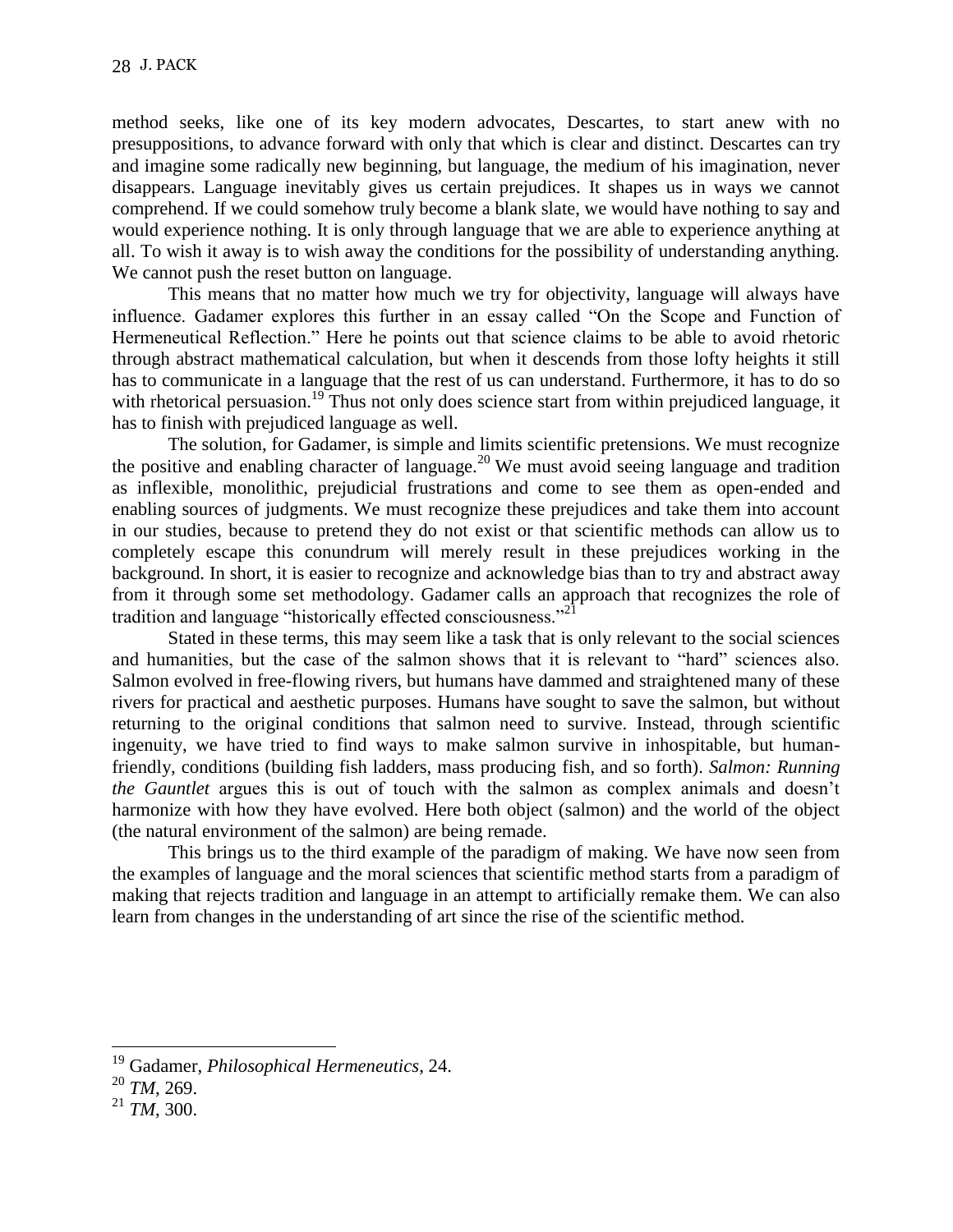method seeks, like one of its key modern advocates, Descartes, to start anew with no presuppositions, to advance forward with only that which is clear and distinct. Descartes can try and imagine some radically new beginning, but language, the medium of his imagination, never disappears. Language inevitably gives us certain prejudices. It shapes us in ways we cannot comprehend. If we could somehow truly become a blank slate, we would have nothing to say and would experience nothing. It is only through language that we are able to experience anything at all. To wish it away is to wish away the conditions for the possibility of understanding anything. We cannot push the reset button on language.

This means that no matter how much we try for objectivity, language will always have influence. Gadamer explores this further in an essay called "On the Scope and Function of Hermeneutical Reflection." Here he points out that science claims to be able to avoid rhetoric through abstract mathematical calculation, but when it descends from those lofty heights it still has to communicate in a language that the rest of us can understand. Furthermore, it has to do so with rhetorical persuasion.[19] Thus not only does science start from within prejudiced language, it has to finish with prejudiced language as well.

The solution, for Gadamer, is simple and limits scientific pretensions. We must recognize the positive and enabling character of language.[20] We must avoid seeing language and tradition as inflexible, monolithic, prejudicial frustrations and come to see them as open-ended and enabling sources of judgments. We must recognize these prejudices and take them into account in our studies, because to pretend they do not exist or that scientific methods can allow us to completely escape this conundrum will merely result in these prejudices working in the background. In short, it is easier to recognize and acknowledge bias than to try and abstract away from it through some set methodology. Gadamer calls an approach that recognizes the role of tradition and language "historically effected consciousness."[21]

Stated in these terms, this may seem like a task that is only relevant to the social sciences and humanities, but the case of the salmon shows that it is relevant to "hard" sciences also. Salmon evolved in free-flowing rivers, but humans have dammed and straightened many of these rivers for practical and aesthetic purposes. Humans have sought to save the salmon, but without returning to the original conditions that salmon need to survive. Instead, through scientific ingenuity, we have tried to find ways to make salmon survive in inhospitable, but human-friendly, conditions (building fish ladders, mass producing fish, and so forth). *Salmon: Running the Gauntlet* argues this is out of touch with the salmon as complex animals and doesn't harmonize with how they have evolved. Here both object (salmon) and the world of the object (the natural environment of the salmon) are being remade.

This brings us to the third example of the paradigm of making. We have now seen from the examples of language and the moral sciences that scientific method starts from a paradigm of making that rejects tradition and language in an attempt to artificially remake them. We can also learn from changes in the understanding of art since the rise of the scientific method.

---

[19] Gadamer, *Philosophical Hermeneutics*, 24.

[20] *TM*, 269.

[21] *TM*, 300.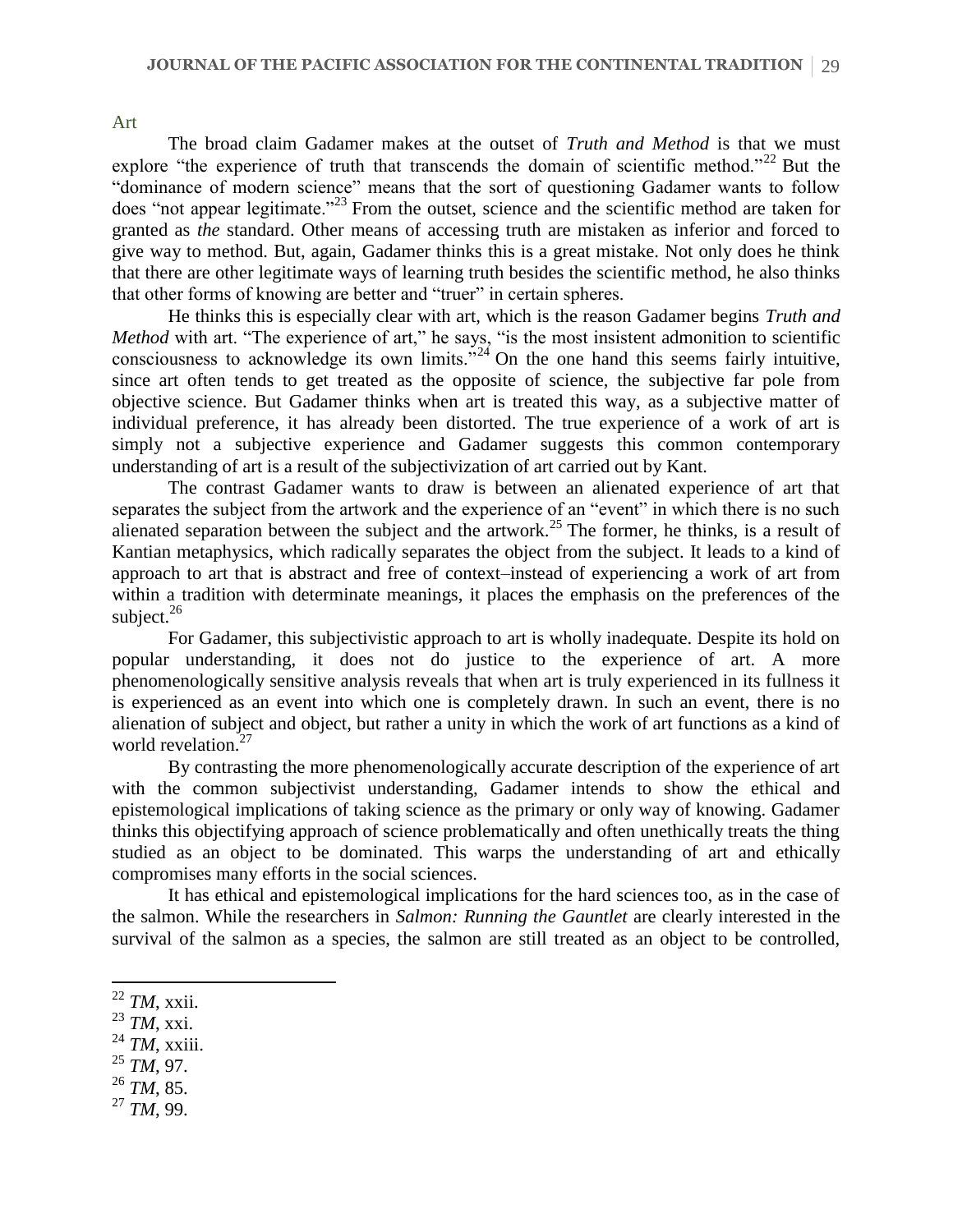## Art

The broad claim Gadamer makes at the outset of *Truth and Method* is that we must explore "the experience of truth that transcends the domain of scientific method."[22] But the "dominance of modern science" means that the sort of questioning Gadamer wants to follow does "not appear legitimate."[23] From the outset, science and the scientific method are taken for granted as *the* standard. Other means of accessing truth are mistaken as inferior and forced to give way to method. But, again, Gadamer thinks this is a great mistake. Not only does he think that there are other legitimate ways of learning truth besides the scientific method, he also thinks that other forms of knowing are better and "truer" in certain spheres.

He thinks this is especially clear with art, which is the reason Gadamer begins *Truth and Method* with art. "The experience of art," he says, "is the most insistent admonition to scientific consciousness to acknowledge its own limits."[24] On the one hand this seems fairly intuitive, since art often tends to get treated as the opposite of science, the subjective far pole from objective science. But Gadamer thinks when art is treated this way, as a subjective matter of individual preference, it has already been distorted. The true experience of a work of art is simply not a subjective experience and Gadamer suggests this common contemporary understanding of art is a result of the subjectivization of art carried out by Kant.

The contrast Gadamer wants to draw is between an alienated experience of art that separates the subject from the artwork and the experience of an "event" in which there is no such alienated separation between the subject and the artwork.[25] The former, he thinks, is a result of Kantian metaphysics, which radically separates the object from the subject. It leads to a kind of approach to art that is abstract and free of context–instead of experiencing a work of art from within a tradition with determinate meanings, it places the emphasis on the preferences of the subject.[26]

For Gadamer, this subjectivistic approach to art is wholly inadequate. Despite its hold on popular understanding, it does not do justice to the experience of art. A more phenomenologically sensitive analysis reveals that when art is truly experienced in its fullness it is experienced as an event into which one is completely drawn. In such an event, there is no alienation of subject and object, but rather a unity in which the work of art functions as a kind of world revelation.[27]

By contrasting the more phenomenologically accurate description of the experience of art with the common subjectivist understanding, Gadamer intends to show the ethical and epistemological implications of taking science as the primary or only way of knowing. Gadamer thinks this objectifying approach of science problematically and often unethically treats the thing studied as an object to be dominated. This warps the understanding of art and ethically compromises many efforts in the social sciences.

It has ethical and epistemological implications for the hard sciences too, as in the case of the salmon. While the researchers in *Salmon: Running the Gauntlet* are clearly interested in the survival of the salmon as a species, the salmon are still treated as an object to be controlled,

[22] *TM*, xxii.
[23] *TM*, xxi.
[24] *TM*, xxiii.
[25] *TM*, 97.
[26] *TM*, 85.
[27] *TM*, 99.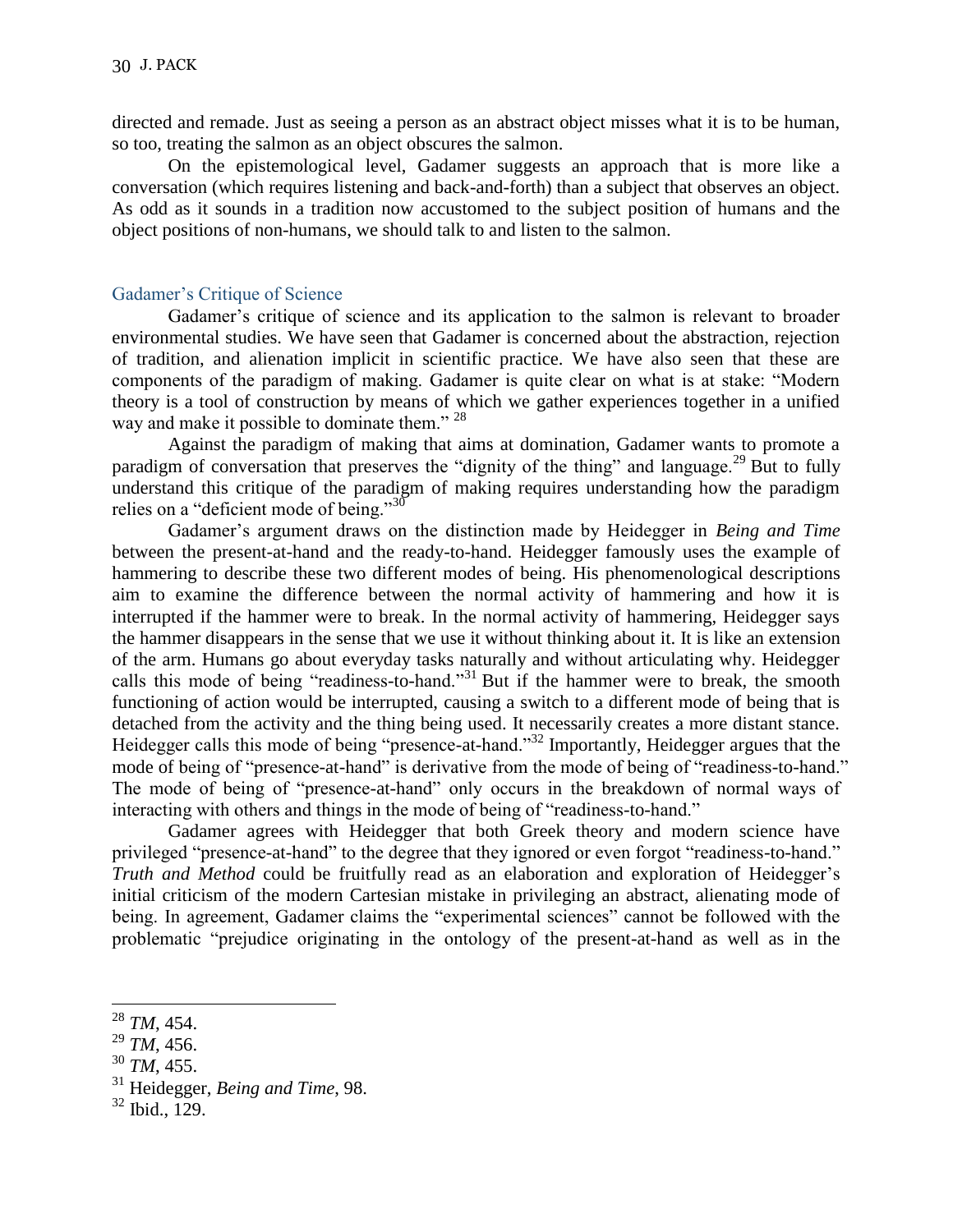directed and remade. Just as seeing a person as an abstract object misses what it is to be human, so too, treating the salmon as an object obscures the salmon.

On the epistemological level, Gadamer suggests an approach that is more like a conversation (which requires listening and back-and-forth) than a subject that observes an object. As odd as it sounds in a tradition now accustomed to the subject position of humans and the object positions of non-humans, we should talk to and listen to the salmon.

## Gadamer's Critique of Science

Gadamer's critique of science and its application to the salmon is relevant to broader environmental studies. We have seen that Gadamer is concerned about the abstraction, rejection of tradition, and alienation implicit in scientific practice. We have also seen that these are components of the paradigm of making. Gadamer is quite clear on what is at stake: "Modern theory is a tool of construction by means of which we gather experiences together in a unified way and make it possible to dominate them." [28]

Against the paradigm of making that aims at domination, Gadamer wants to promote a paradigm of conversation that preserves the "dignity of the thing" and language.[29] But to fully understand this critique of the paradigm of making requires understanding how the paradigm relies on a "deficient mode of being."[30]

Gadamer's argument draws on the distinction made by Heidegger in *Being and Time* between the present-at-hand and the ready-to-hand. Heidegger famously uses the example of hammering to describe these two different modes of being. His phenomenological descriptions aim to examine the difference between the normal activity of hammering and how it is interrupted if the hammer were to break. In the normal activity of hammering, Heidegger says the hammer disappears in the sense that we use it without thinking about it. It is like an extension of the arm. Humans go about everyday tasks naturally and without articulating why. Heidegger calls this mode of being "readiness-to-hand."[31] But if the hammer were to break, the smooth functioning of action would be interrupted, causing a switch to a different mode of being that is detached from the activity and the thing being used. It necessarily creates a more distant stance. Heidegger calls this mode of being "presence-at-hand."[32] Importantly, Heidegger argues that the mode of being of "presence-at-hand" is derivative from the mode of being of "readiness-to-hand." The mode of being of "presence-at-hand" only occurs in the breakdown of normal ways of interacting with others and things in the mode of being of "readiness-to-hand."

Gadamer agrees with Heidegger that both Greek theory and modern science have privileged "presence-at-hand" to the degree that they ignored or even forgot "readiness-to-hand." *Truth and Method* could be fruitfully read as an elaboration and exploration of Heidegger's initial criticism of the modern Cartesian mistake in privileging an abstract, alienating mode of being. In agreement, Gadamer claims the "experimental sciences" cannot be followed with the problematic "prejudice originating in the ontology of the present-at-hand as well as in the

---

[28] *TM*, 454.

[29] *TM*, 456.

[30] *TM*, 455.

[31] Heidegger, *Being and Time*, 98.

[32] Ibid., 129.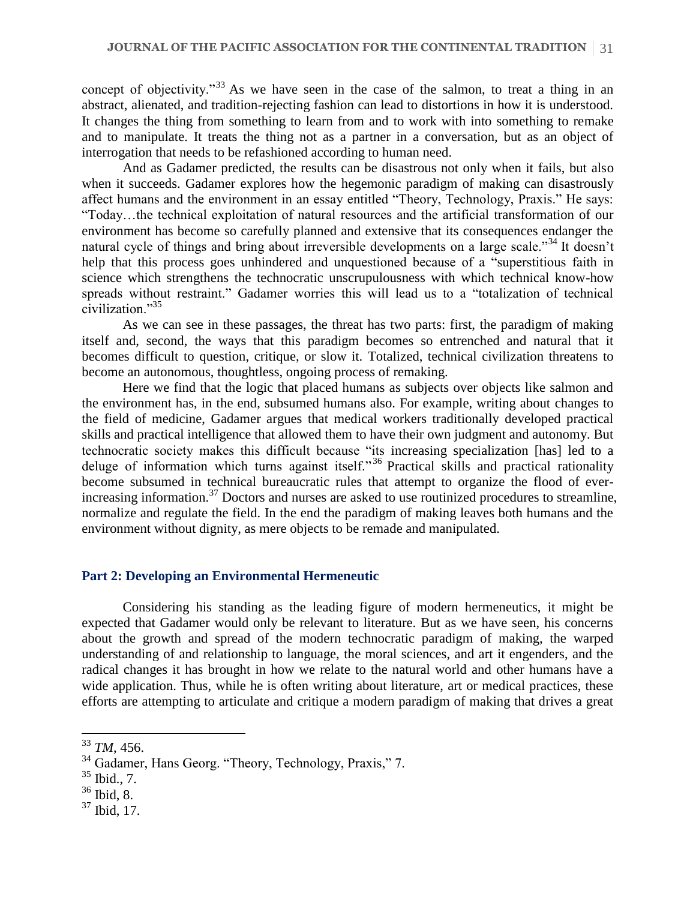concept of objectivity."[33] As we have seen in the case of the salmon, to treat a thing in an abstract, alienated, and tradition-rejecting fashion can lead to distortions in how it is understood. It changes the thing from something to learn from and to work with into something to remake and to manipulate. It treats the thing not as a partner in a conversation, but as an object of interrogation that needs to be refashioned according to human need.

And as Gadamer predicted, the results can be disastrous not only when it fails, but also when it succeeds. Gadamer explores how the hegemonic paradigm of making can disastrously affect humans and the environment in an essay entitled "Theory, Technology, Praxis." He says: "Today…the technical exploitation of natural resources and the artificial transformation of our environment has become so carefully planned and extensive that its consequences endanger the natural cycle of things and bring about irreversible developments on a large scale."[34] It doesn't help that this process goes unhindered and unquestioned because of a "superstitious faith in science which strengthens the technocratic unscrupulousness with which technical know-how spreads without restraint." Gadamer worries this will lead us to a "totalization of technical civilization."[35]

As we can see in these passages, the threat has two parts: first, the paradigm of making itself and, second, the ways that this paradigm becomes so entrenched and natural that it becomes difficult to question, critique, or slow it. Totalized, technical civilization threatens to become an autonomous, thoughtless, ongoing process of remaking.

Here we find that the logic that placed humans as subjects over objects like salmon and the environment has, in the end, subsumed humans also. For example, writing about changes to the field of medicine, Gadamer argues that medical workers traditionally developed practical skills and practical intelligence that allowed them to have their own judgment and autonomy. But technocratic society makes this difficult because "its increasing specialization [has] led to a deluge of information which turns against itself."[36] Practical skills and practical rationality become subsumed in technical bureaucratic rules that attempt to organize the flood of ever-increasing information.[37] Doctors and nurses are asked to use routinized procedures to streamline, normalize and regulate the field. In the end the paradigm of making leaves both humans and the environment without dignity, as mere objects to be remade and manipulated.

## Part 2: Developing an Environmental Hermeneutic

Considering his standing as the leading figure of modern hermeneutics, it might be expected that Gadamer would only be relevant to literature. But as we have seen, his concerns about the growth and spread of the modern technocratic paradigm of making, the warped understanding of and relationship to language, the moral sciences, and art it engenders, and the radical changes it has brought in how we relate to the natural world and other humans have a wide application. Thus, while he is often writing about literature, art or medical practices, these efforts are attempting to articulate and critique a modern paradigm of making that drives a great

---

[33] *TM*, 456.

[34] Gadamer, Hans Georg. "Theory, Technology, Praxis," 7.

[35] Ibid., 7.

[36] Ibid, 8.

[37] Ibid, 17.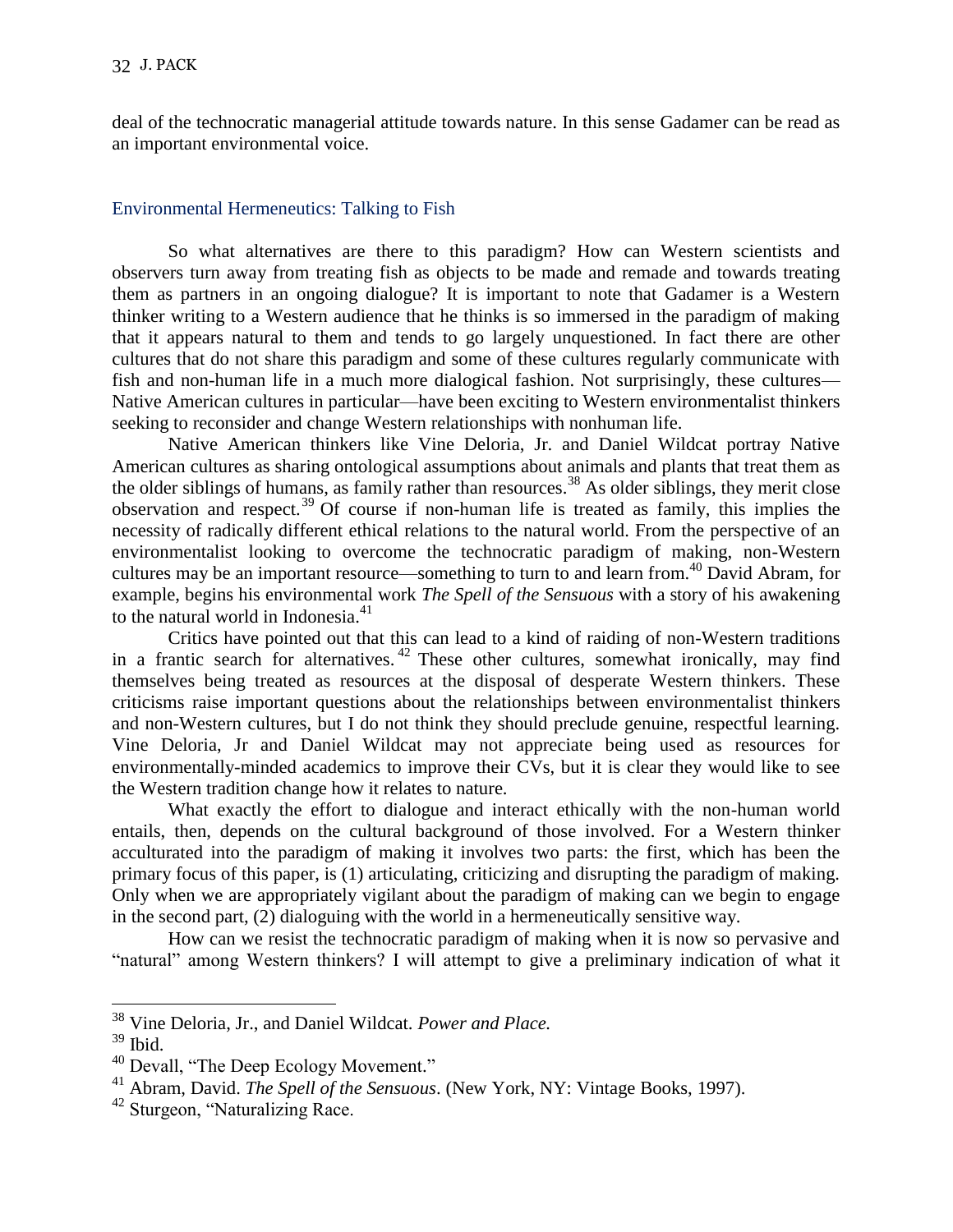deal of the technocratic managerial attitude towards nature. In this sense Gadamer can be read as an important environmental voice.

## Environmental Hermeneutics: Talking to Fish

So what alternatives are there to this paradigm? How can Western scientists and observers turn away from treating fish as objects to be made and remade and towards treating them as partners in an ongoing dialogue? It is important to note that Gadamer is a Western thinker writing to a Western audience that he thinks is so immersed in the paradigm of making that it appears natural to them and tends to go largely unquestioned. In fact there are other cultures that do not share this paradigm and some of these cultures regularly communicate with fish and non-human life in a much more dialogical fashion. Not surprisingly, these cultures—Native American cultures in particular—have been exciting to Western environmentalist thinkers seeking to reconsider and change Western relationships with nonhuman life.

Native American thinkers like Vine Deloria, Jr. and Daniel Wildcat portray Native American cultures as sharing ontological assumptions about animals and plants that treat them as the older siblings of humans, as family rather than resources.[38] As older siblings, they merit close observation and respect.[39] Of course if non-human life is treated as family, this implies the necessity of radically different ethical relations to the natural world. From the perspective of an environmentalist looking to overcome the technocratic paradigm of making, non-Western cultures may be an important resource—something to turn to and learn from.[40] David Abram, for example, begins his environmental work *The Spell of the Sensuous* with a story of his awakening to the natural world in Indonesia.[41]

Critics have pointed out that this can lead to a kind of raiding of non-Western traditions in a frantic search for alternatives.[42] These other cultures, somewhat ironically, may find themselves being treated as resources at the disposal of desperate Western thinkers. These criticisms raise important questions about the relationships between environmentalist thinkers and non-Western cultures, but I do not think they should preclude genuine, respectful learning. Vine Deloria, Jr and Daniel Wildcat may not appreciate being used as resources for environmentally-minded academics to improve their CVs, but it is clear they would like to see the Western tradition change how it relates to nature.

What exactly the effort to dialogue and interact ethically with the non-human world entails, then, depends on the cultural background of those involved. For a Western thinker acculturated into the paradigm of making it involves two parts: the first, which has been the primary focus of this paper, is (1) articulating, criticizing and disrupting the paradigm of making. Only when we are appropriately vigilant about the paradigm of making can we begin to engage in the second part, (2) dialoguing with the world in a hermeneutically sensitive way.

How can we resist the technocratic paradigm of making when it is now so pervasive and "natural" among Western thinkers? I will attempt to give a preliminary indication of what it

---

[38] Vine Deloria, Jr., and Daniel Wildcat. *Power and Place.*

[39] Ibid.

[40] Devall, "The Deep Ecology Movement."

[41] Abram, David. *The Spell of the Sensuous*. (New York, NY: Vintage Books, 1997).

[42] Sturgeon, "Naturalizing Race.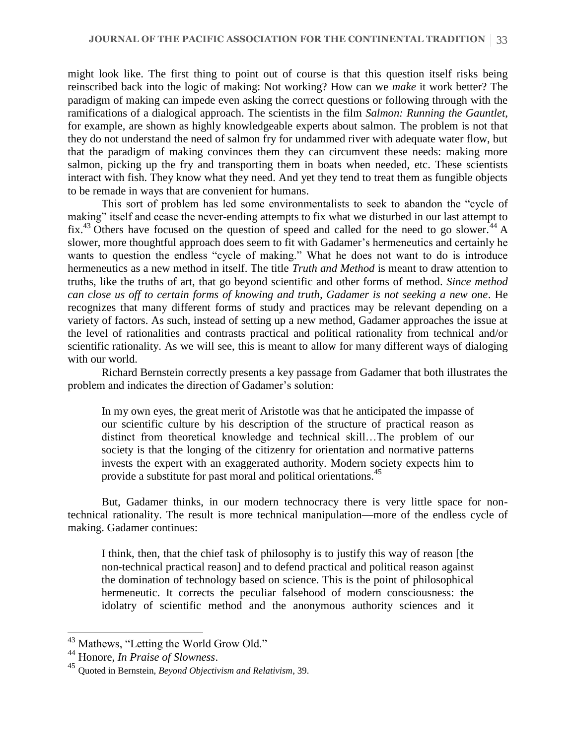might look like. The first thing to point out of course is that this question itself risks being reinscribed back into the logic of making: Not working? How can we *make* it work better? The paradigm of making can impede even asking the correct questions or following through with the ramifications of a dialogical approach. The scientists in the film *Salmon: Running the Gauntlet*, for example, are shown as highly knowledgeable experts about salmon. The problem is not that they do not understand the need of salmon fry for undammed river with adequate water flow, but that the paradigm of making convinces them they can circumvent these needs: making more salmon, picking up the fry and transporting them in boats when needed, etc. These scientists interact with fish. They know what they need. And yet they tend to treat them as fungible objects to be remade in ways that are convenient for humans.

This sort of problem has led some environmentalists to seek to abandon the "cycle of making" itself and cease the never-ending attempts to fix what we disturbed in our last attempt to fix.[43] Others have focused on the question of speed and called for the need to go slower.[44] A slower, more thoughtful approach does seem to fit with Gadamer's hermeneutics and certainly he wants to question the endless "cycle of making." What he does not want to do is introduce hermeneutics as a new method in itself. The title *Truth and Method* is meant to draw attention to truths, like the truths of art, that go beyond scientific and other forms of method. *Since method can close us off to certain forms of knowing and truth, Gadamer is not seeking a new one*. He recognizes that many different forms of study and practices may be relevant depending on a variety of factors. As such, instead of setting up a new method, Gadamer approaches the issue at the level of rationalities and contrasts practical and political rationality from technical and/or scientific rationality. As we will see, this is meant to allow for many different ways of dialoging with our world.

Richard Bernstein correctly presents a key passage from Gadamer that both illustrates the problem and indicates the direction of Gadamer's solution:

> In my own eyes, the great merit of Aristotle was that he anticipated the impasse of our scientific culture by his description of the structure of practical reason as distinct from theoretical knowledge and technical skill…The problem of our society is that the longing of the citizenry for orientation and normative patterns invests the expert with an exaggerated authority. Modern society expects him to provide a substitute for past moral and political orientations.[45]

But, Gadamer thinks, in our modern technocracy there is very little space for non-technical rationality. The result is more technical manipulation—more of the endless cycle of making. Gadamer continues:

> I think, then, that the chief task of philosophy is to justify this way of reason [the non-technical practical reason] and to defend practical and political reason against the domination of technology based on science. This is the point of philosophical hermeneutic. It corrects the peculiar falsehood of modern consciousness: the idolatry of scientific method and the anonymous authority sciences and it

[43] Mathews, "Letting the World Grow Old."

[44] Honore, *In Praise of Slowness*.

[45] Quoted in Bernstein, *Beyond Objectivism and Relativism*, 39.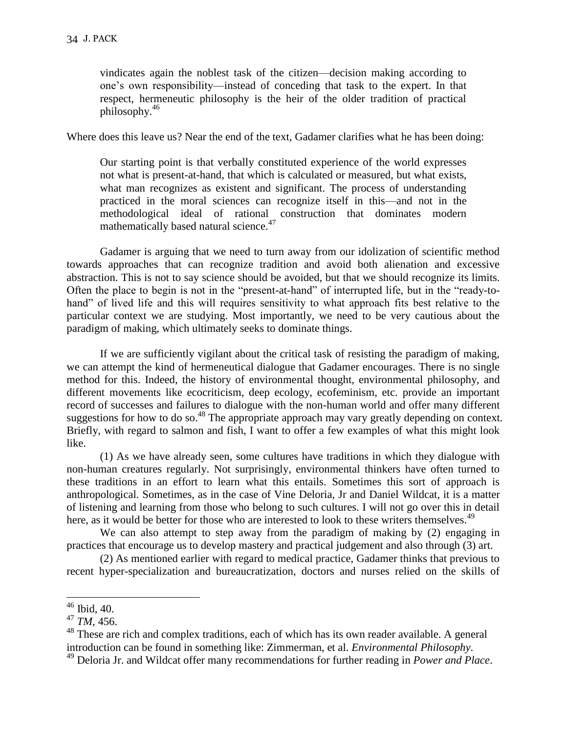> vindicates again the noblest task of the citizen—decision making according to one's own responsibility—instead of conceding that task to the expert. In that respect, hermeneutic philosophy is the heir of the older tradition of practical philosophy.[46]

Where does this leave us? Near the end of the text, Gadamer clarifies what he has been doing:

> Our starting point is that verbally constituted experience of the world expresses not what is present-at-hand, that which is calculated or measured, but what exists, what man recognizes as existent and significant. The process of understanding practiced in the moral sciences can recognize itself in this—and not in the methodological ideal of rational construction that dominates modern mathematically based natural science.[47]

Gadamer is arguing that we need to turn away from our idolization of scientific method towards approaches that can recognize tradition and avoid both alienation and excessive abstraction. This is not to say science should be avoided, but that we should recognize its limits. Often the place to begin is not in the "present-at-hand" of interrupted life, but in the "ready-to-hand" of lived life and this will requires sensitivity to what approach fits best relative to the particular context we are studying. Most importantly, we need to be very cautious about the paradigm of making, which ultimately seeks to dominate things.

If we are sufficiently vigilant about the critical task of resisting the paradigm of making, we can attempt the kind of hermeneutical dialogue that Gadamer encourages. There is no single method for this. Indeed, the history of environmental thought, environmental philosophy, and different movements like ecocriticism, deep ecology, ecofeminism, etc. provide an important record of successes and failures to dialogue with the non-human world and offer many different suggestions for how to do so.[48] The appropriate approach may vary greatly depending on context. Briefly, with regard to salmon and fish, I want to offer a few examples of what this might look like.

(1) As we have already seen, some cultures have traditions in which they dialogue with non-human creatures regularly. Not surprisingly, environmental thinkers have often turned to these traditions in an effort to learn what this entails. Sometimes this sort of approach is anthropological. Sometimes, as in the case of Vine Deloria, Jr and Daniel Wildcat, it is a matter of listening and learning from those who belong to such cultures. I will not go over this in detail here, as it would be better for those who are interested to look to these writers themselves.[49]

We can also attempt to step away from the paradigm of making by (2) engaging in practices that encourage us to develop mastery and practical judgement and also through (3) art.

(2) As mentioned earlier with regard to medical practice, Gadamer thinks that previous to recent hyper-specialization and bureaucratization, doctors and nurses relied on the skills of

---

[46] Ibid, 40.

[47] *TM*, 456.

[48] These are rich and complex traditions, each of which has its own reader available. A general introduction can be found in something like: Zimmerman, et al. *Environmental Philosophy*.

[49] Deloria Jr. and Wildcat offer many recommendations for further reading in *Power and Place*.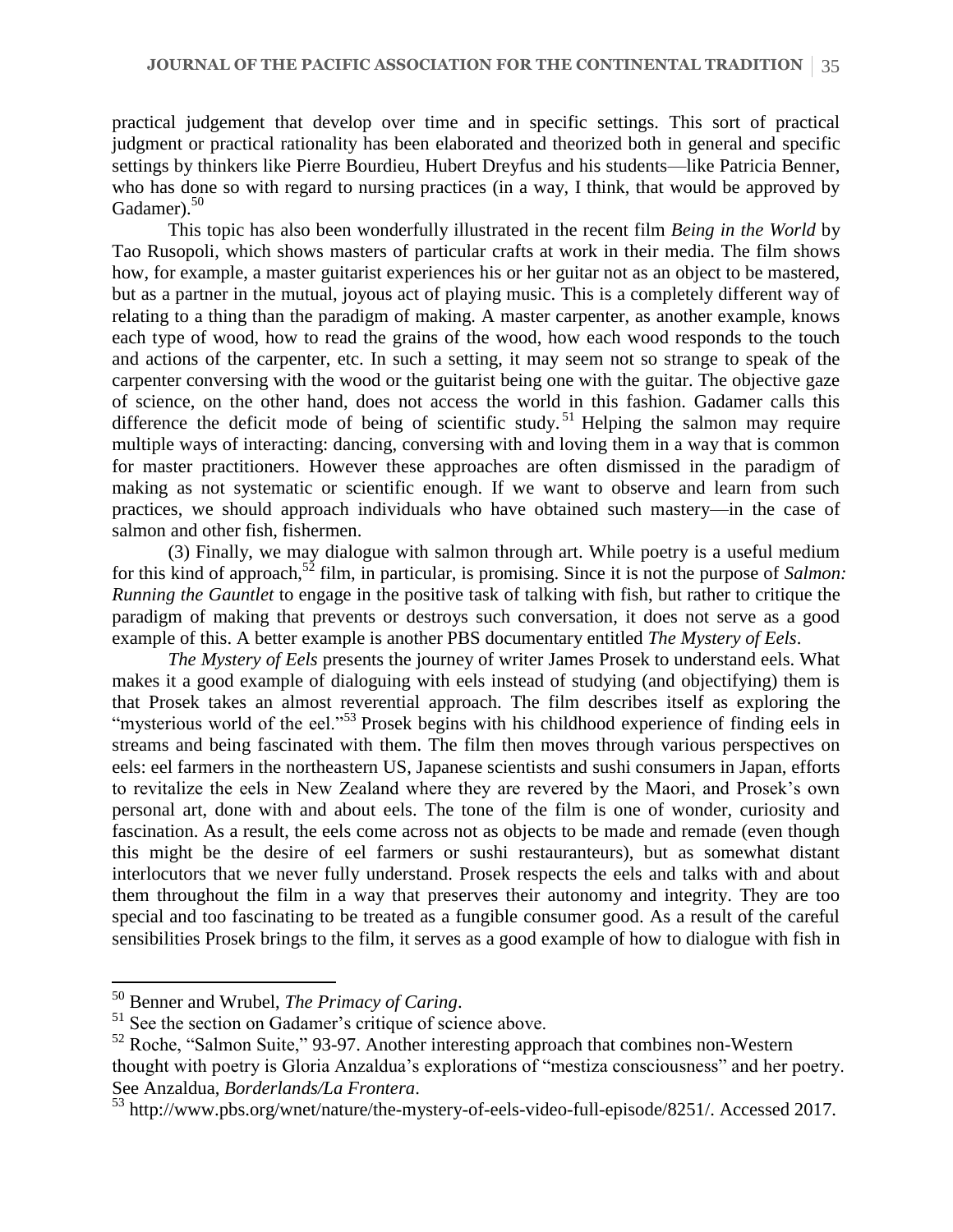practical judgement that develop over time and in specific settings. This sort of practical judgment or practical rationality has been elaborated and theorized both in general and specific settings by thinkers like Pierre Bourdieu, Hubert Dreyfus and his students—like Patricia Benner, who has done so with regard to nursing practices (in a way, I think, that would be approved by Gadamer).[50]

This topic has also been wonderfully illustrated in the recent film *Being in the World* by Tao Rusopoli, which shows masters of particular crafts at work in their media. The film shows how, for example, a master guitarist experiences his or her guitar not as an object to be mastered, but as a partner in the mutual, joyous act of playing music. This is a completely different way of relating to a thing than the paradigm of making. A master carpenter, as another example, knows each type of wood, how to read the grains of the wood, how each wood responds to the touch and actions of the carpenter, etc. In such a setting, it may seem not so strange to speak of the carpenter conversing with the wood or the guitarist being one with the guitar. The objective gaze of science, on the other hand, does not access the world in this fashion. Gadamer calls this difference the deficit mode of being of scientific study.[51] Helping the salmon may require multiple ways of interacting: dancing, conversing with and loving them in a way that is common for master practitioners. However these approaches are often dismissed in the paradigm of making as not systematic or scientific enough. If we want to observe and learn from such practices, we should approach individuals who have obtained such mastery—in the case of salmon and other fish, fishermen.

(3) Finally, we may dialogue with salmon through art. While poetry is a useful medium for this kind of approach,[52] film, in particular, is promising. Since it is not the purpose of *Salmon: Running the Gauntlet* to engage in the positive task of talking with fish, but rather to critique the paradigm of making that prevents or destroys such conversation, it does not serve as a good example of this. A better example is another PBS documentary entitled *The Mystery of Eels*.

*The Mystery of Eels* presents the journey of writer James Prosek to understand eels. What makes it a good example of dialoguing with eels instead of studying (and objectifying) them is that Prosek takes an almost reverential approach. The film describes itself as exploring the "mysterious world of the eel."[53] Prosek begins with his childhood experience of finding eels in streams and being fascinated with them. The film then moves through various perspectives on eels: eel farmers in the northeastern US, Japanese scientists and sushi consumers in Japan, efforts to revitalize the eels in New Zealand where they are revered by the Maori, and Prosek's own personal art, done with and about eels. The tone of the film is one of wonder, curiosity and fascination. As a result, the eels come across not as objects to be made and remade (even though this might be the desire of eel farmers or sushi restauranteurs), but as somewhat distant interlocutors that we never fully understand. Prosek respects the eels and talks with and about them throughout the film in a way that preserves their autonomy and integrity. They are too special and too fascinating to be treated as a fungible consumer good. As a result of the careful sensibilities Prosek brings to the film, it serves as a good example of how to dialogue with fish in

---

[50] Benner and Wrubel, *The Primacy of Caring*.

[51] See the section on Gadamer's critique of science above.

[52] Roche, "Salmon Suite," 93-97. Another interesting approach that combines non-Western thought with poetry is Gloria Anzaldua's explorations of "mestiza consciousness" and her poetry. See Anzaldua, *Borderlands/La Frontera*.

[53] http://www.pbs.org/wnet/nature/the-mystery-of-eels-video-full-episode/8251/. Accessed 2017.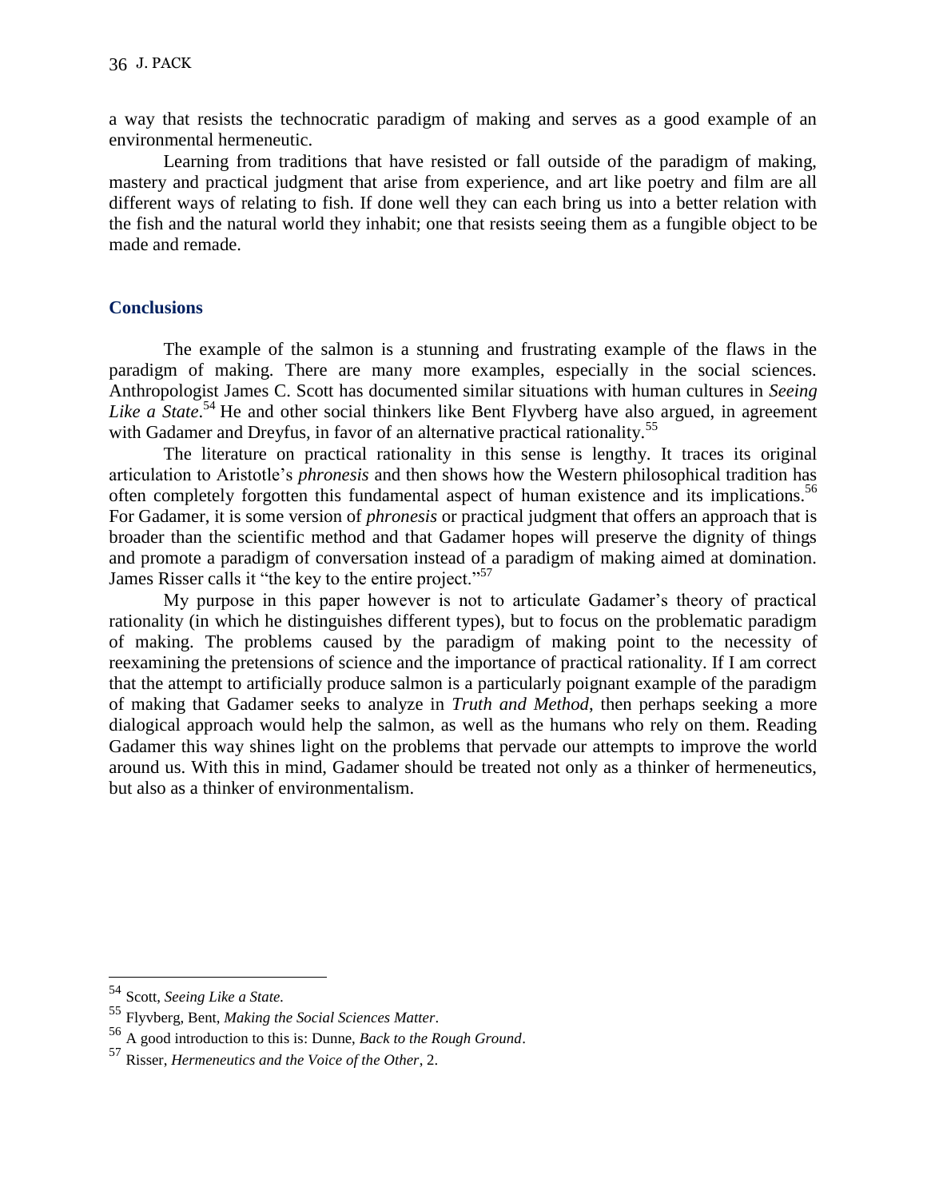a way that resists the technocratic paradigm of making and serves as a good example of an environmental hermeneutic.

Learning from traditions that have resisted or fall outside of the paradigm of making, mastery and practical judgment that arise from experience, and art like poetry and film are all different ways of relating to fish. If done well they can each bring us into a better relation with the fish and the natural world they inhabit; one that resists seeing them as a fungible object to be made and remade.

## Conclusions

The example of the salmon is a stunning and frustrating example of the flaws in the paradigm of making. There are many more examples, especially in the social sciences. Anthropologist James C. Scott has documented similar situations with human cultures in *Seeing Like a State*.[54] He and other social thinkers like Bent Flyvberg have also argued, in agreement with Gadamer and Dreyfus, in favor of an alternative practical rationality.[55]

The literature on practical rationality in this sense is lengthy. It traces its original articulation to Aristotle's *phronesis* and then shows how the Western philosophical tradition has often completely forgotten this fundamental aspect of human existence and its implications.[56] For Gadamer, it is some version of *phronesis* or practical judgment that offers an approach that is broader than the scientific method and that Gadamer hopes will preserve the dignity of things and promote a paradigm of conversation instead of a paradigm of making aimed at domination. James Risser calls it "the key to the entire project."[57]

My purpose in this paper however is not to articulate Gadamer's theory of practical rationality (in which he distinguishes different types), but to focus on the problematic paradigm of making. The problems caused by the paradigm of making point to the necessity of reexamining the pretensions of science and the importance of practical rationality. If I am correct that the attempt to artificially produce salmon is a particularly poignant example of the paradigm of making that Gadamer seeks to analyze in *Truth and Method*, then perhaps seeking a more dialogical approach would help the salmon, as well as the humans who rely on them. Reading Gadamer this way shines light on the problems that pervade our attempts to improve the world around us. With this in mind, Gadamer should be treated not only as a thinker of hermeneutics, but also as a thinker of environmentalism.

---

[54] Scott, *Seeing Like a State.*

[55] Flyvberg, Bent, *Making the Social Sciences Matter*.

[56] A good introduction to this is: Dunne, *Back to the Rough Ground*.

[57] Risser, *Hermeneutics and the Voice of the Other*, 2.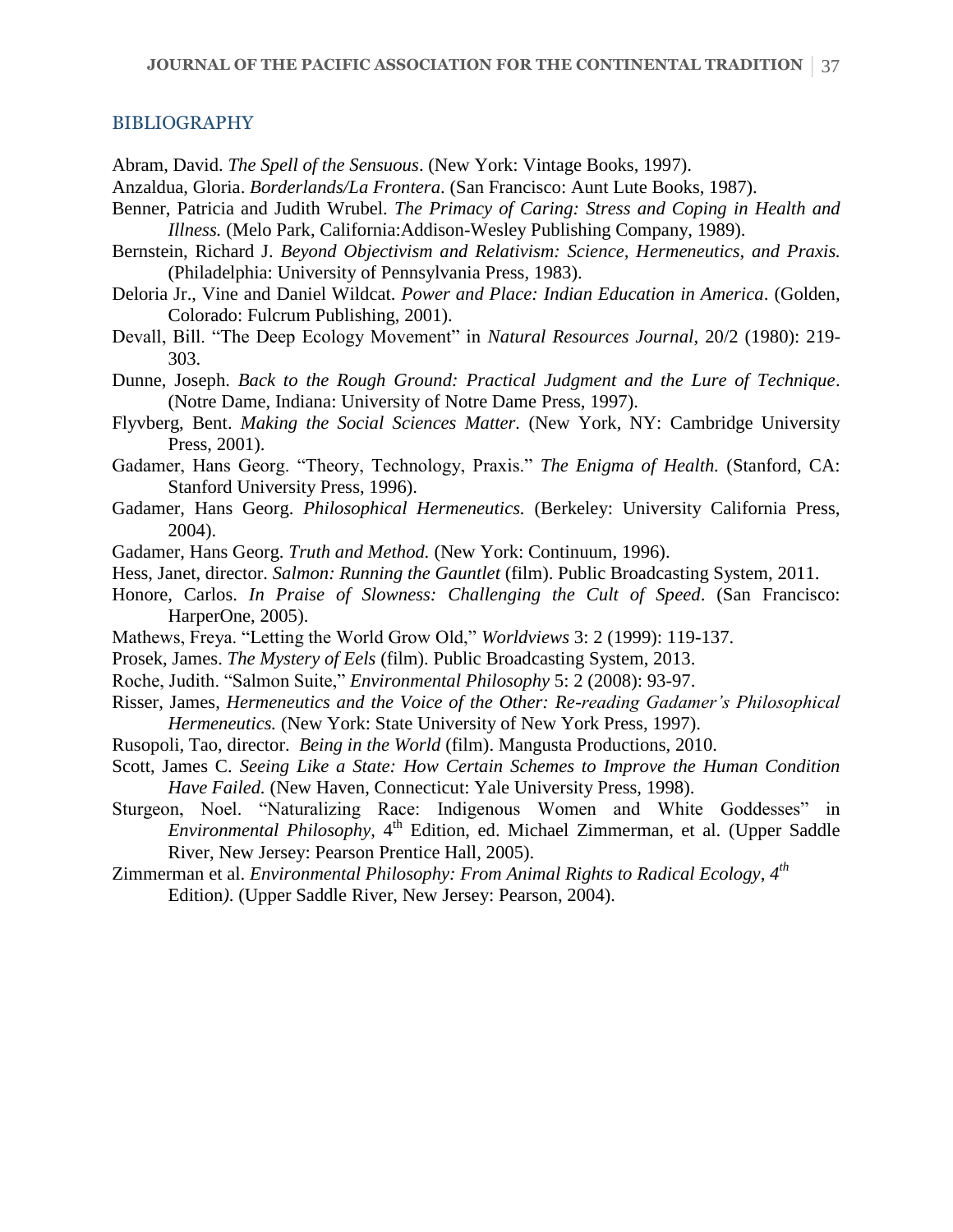## BIBLIOGRAPHY

Abram, David. *The Spell of the Sensuous*. (New York: Vintage Books, 1997).

Anzaldua, Gloria. *Borderlands/La Frontera*. (San Francisco: Aunt Lute Books, 1987).

Benner, Patricia and Judith Wrubel. *The Primacy of Caring: Stress and Coping in Health and Illness.* (Melo Park, California:Addison-Wesley Publishing Company, 1989).

Bernstein, Richard J. *Beyond Objectivism and Relativism: Science, Hermeneutics, and Praxis.* (Philadelphia: University of Pennsylvania Press, 1983).

Deloria Jr., Vine and Daniel Wildcat. *Power and Place: Indian Education in America*. (Golden, Colorado: Fulcrum Publishing, 2001).

Devall, Bill. "The Deep Ecology Movement" in *Natural Resources Journal*, 20/2 (1980): 219-303.

Dunne, Joseph. *Back to the Rough Ground: Practical Judgment and the Lure of Technique*. (Notre Dame, Indiana: University of Notre Dame Press, 1997).

Flyvberg, Bent. *Making the Social Sciences Matter*. (New York, NY: Cambridge University Press, 2001).

Gadamer, Hans Georg. "Theory, Technology, Praxis." *The Enigma of Health.* (Stanford, CA: Stanford University Press, 1996).

Gadamer, Hans Georg. *Philosophical Hermeneutics.* (Berkeley: University California Press, 2004).

Gadamer, Hans Georg. *Truth and Method.* (New York: Continuum, 1996).

Hess, Janet, director. *Salmon: Running the Gauntlet* (film). Public Broadcasting System, 2011.

Honore, Carlos. *In Praise of Slowness: Challenging the Cult of Speed*. (San Francisco: HarperOne, 2005).

Mathews, Freya. "Letting the World Grow Old," *Worldviews* 3: 2 (1999): 119-137.

Prosek, James. *The Mystery of Eels* (film). Public Broadcasting System, 2013.

Roche, Judith. "Salmon Suite," *Environmental Philosophy* 5: 2 (2008): 93-97.

Risser, James, *Hermeneutics and the Voice of the Other: Re-reading Gadamer's Philosophical Hermeneutics.* (New York: State University of New York Press, 1997).

Rusopoli, Tao, director. *Being in the World* (film). Mangusta Productions, 2010.

Scott, James C. *Seeing Like a State: How Certain Schemes to Improve the Human Condition Have Failed.* (New Haven, Connecticut: Yale University Press, 1998).

Sturgeon, Noel. "Naturalizing Race: Indigenous Women and White Goddesses" in *Environmental Philosophy*, 4th Edition, ed. Michael Zimmerman, et al. (Upper Saddle River, New Jersey: Pearson Prentice Hall, 2005).

Zimmerman et al. *Environmental Philosophy: From Animal Rights to Radical Ecology*, *4th* Edition*).* (Upper Saddle River, New Jersey: Pearson, 2004).